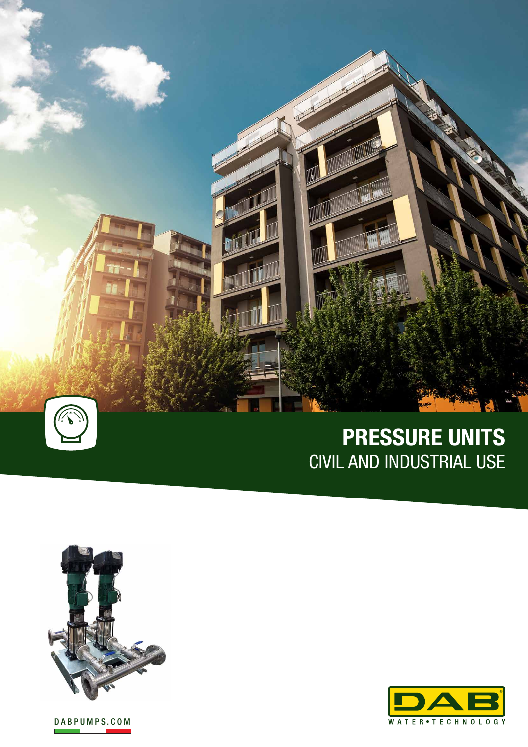# PRESSURE UNITS

CIVIL AND INDUSTRIAL USE

DABPUMPS.COM

DAB WATER•TECHNOLOGY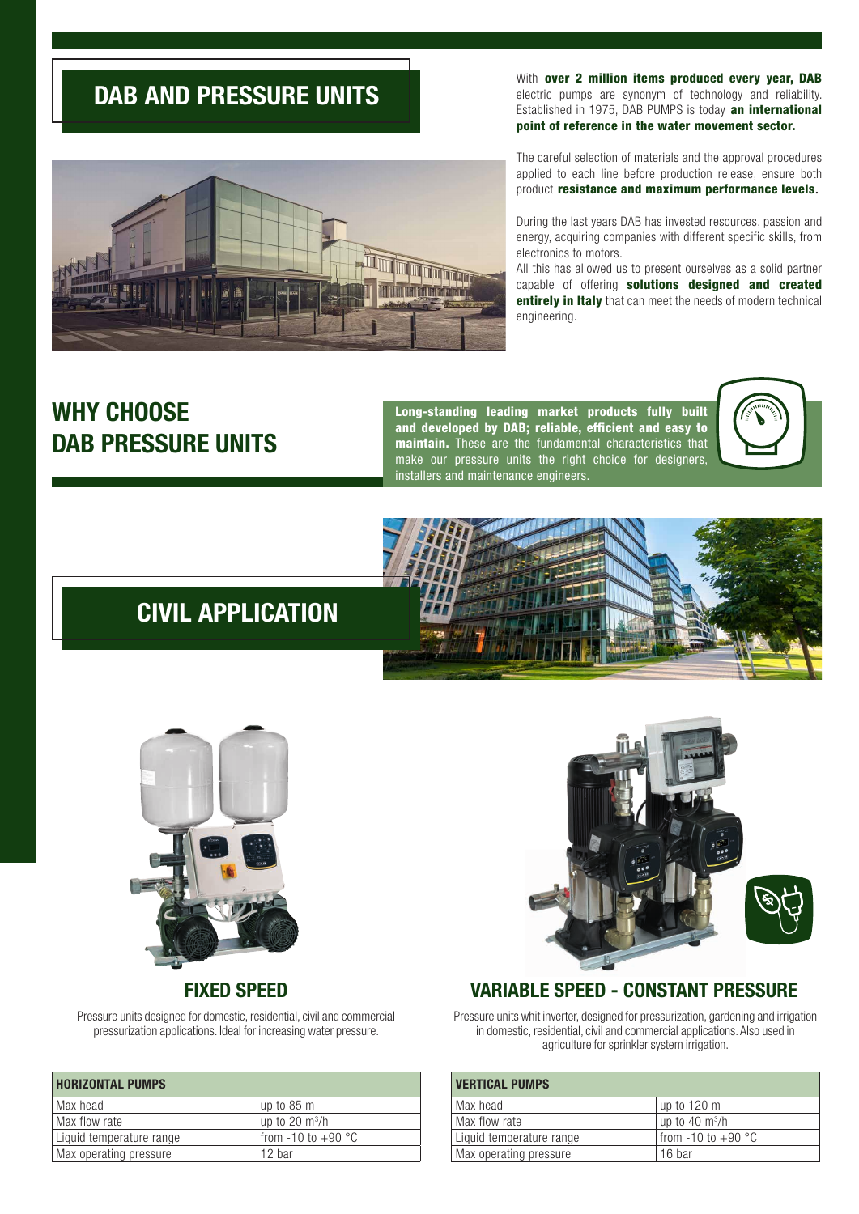# DAB AND PRESSURE UNITS

With **over 2 million items produced every year, DAB** electric pumps are synonym of technology and reliability. Established in 1975, DAB PUMPS is today **an international point of reference in the water movement sector.**

The careful selection of materials and the approval procedures applied to each line before production release, ensure both product **resistance and maximum performance levels.**

During the last years DAB has invested resources, passion and energy, acquiring companies with different specific skills, from electronics to motors.
All this has allowed us to present ourselves as a solid partner capable of offering **solutions designed and created entirely in Italy** that can meet the needs of modern technical engineering.

# WHY CHOOSE DAB PRESSURE UNITS

**Long-standing leading market products fully built and developed by DAB; reliable, efficient and easy to maintain.** These are the fundamental characteristics that make our pressure units the right choice for designers, installers and maintenance engineers.

# CIVIL APPLICATION

## FIXED SPEED

Pressure units designed for domestic, residential, civil and commercial pressurization applications. Ideal for increasing water pressure.

| HORIZONTAL PUMPS | |
|---|---|
| Max head | up to 85 m |
| Max flow rate | up to 20 m³/h |
| Liquid temperature range | from -10 to +90 °C |
| Max operating pressure | 12 bar |

## VARIABLE SPEED - CONSTANT PRESSURE

Pressure units whit inverter, designed for pressurization, gardening and irrigation in domestic, residential, civil and commercial applications. Also used in agriculture for sprinkler system irrigation.

| VERTICAL PUMPS | |
|---|---|
| Max head | up to 120 m |
| Max flow rate | up to 40 m³/h |
| Liquid temperature range | from -10 to +90 °C |
| Max operating pressure | 16 bar |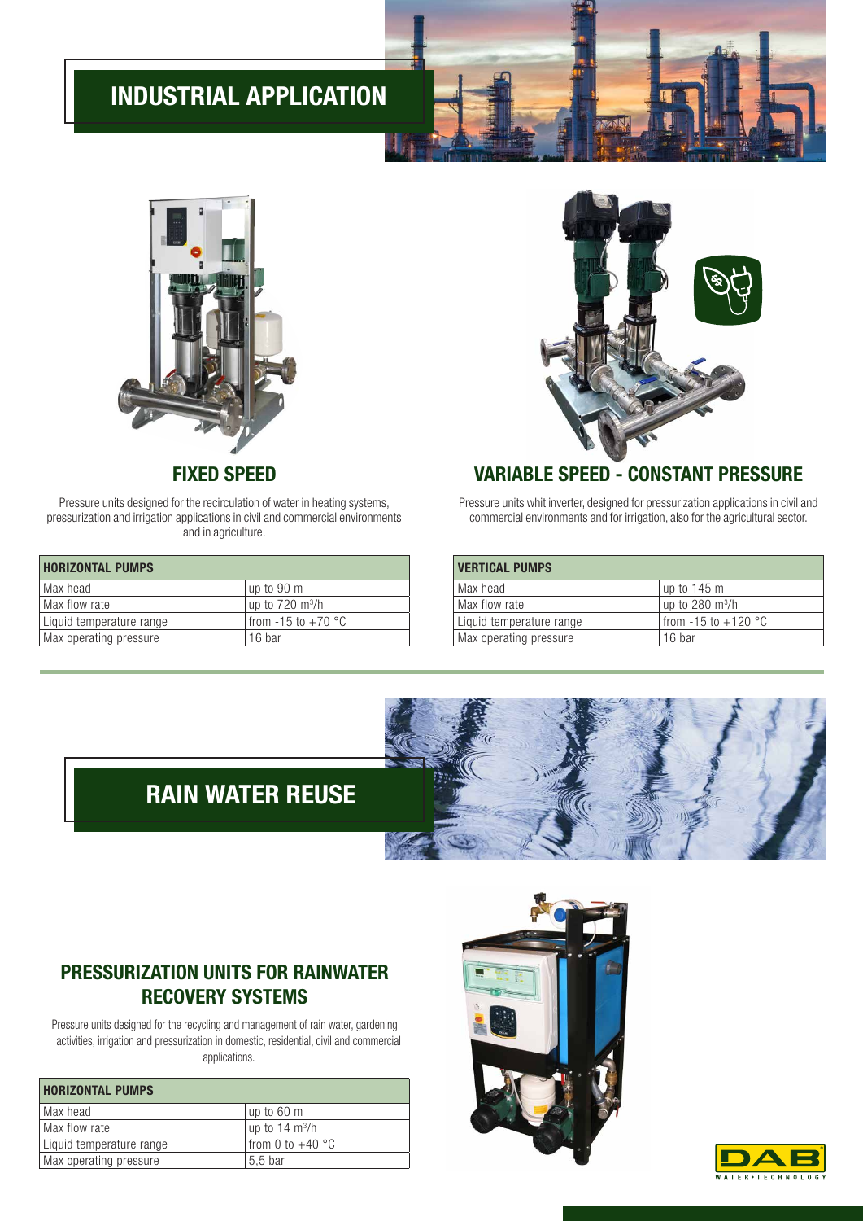# INDUSTRIAL APPLICATION

## FIXED SPEED

Pressure units designed for the recirculation of water in heating systems, pressurization and irrigation applications in civil and commercial environments and in agriculture.

| HORIZONTAL PUMPS | |
|---|---|
| Max head | up to 90 m |
| Max flow rate | up to 720 $m^3/h$ |
| Liquid temperature range | from -15 to +70 °C |
| Max operating pressure | 16 bar |

## VARIABLE SPEED - CONSTANT PRESSURE

Pressure units whit inverter, designed for pressurization applications in civil and commercial environments and for irrigation, also for the agricultural sector.

| VERTICAL PUMPS | |
|---|---|
| Max head | up to 145 m |
| Max flow rate | up to 280 $m^3/h$ |
| Liquid temperature range | from -15 to +120 °C |
| Max operating pressure | 16 bar |

# RAIN WATER REUSE

## PRESSURIZATION UNITS FOR RAINWATER RECOVERY SYSTEMS

Pressure units designed for the recycling and management of rain water, gardening activities, irrigation and pressurization in domestic, residential, civil and commercial applications.

| HORIZONTAL PUMPS | |
|---|---|
| Max head | up to 60 m |
| Max flow rate | up to 14 $m^3/h$ |
| Liquid temperature range | from 0 to +40 °C |
| Max operating pressure | 5,5 bar |

DAB WATER•TECHNOLOGY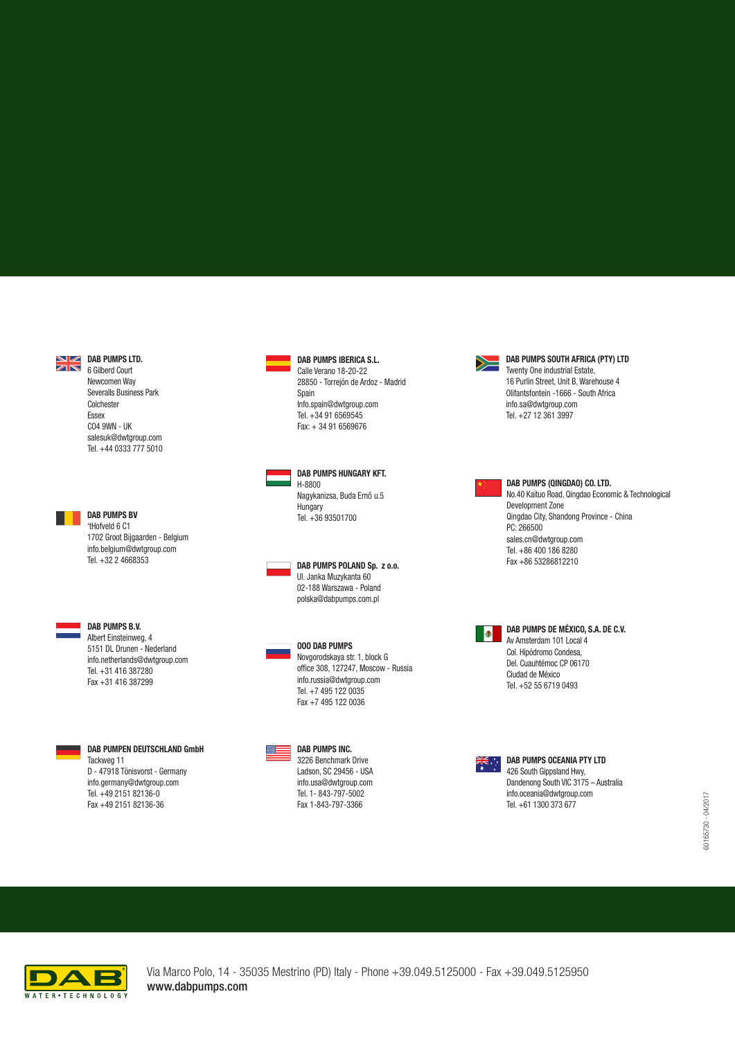**DAB PUMPS LTD.**
6 Gilberd Court
Newcomen Way
Severalls Business Park
Colchester
Essex
C04 9WN - UK
salesuk@dwtgroup.com
Tel. +44 0333 777 5010

**DAB PUMPS BV**
'tHofveld 6 C1
1702 Groot Bijgaarden - Belgium
info.belgium@dwtgroup.com
Tel. +32 2 4668353

**DAB PUMPS B.V.**
Albert Einsteinweg, 4
5151 DL Drunen - Nederland
info.netherlands@dwtgroup.com
Tel. +31 416 387280
Fax +31 416 387299

**DAB PUMPEN DEUTSCHLAND GmbH**
Tackweg 11
D - 47918 Tönisvorst - Germany
info.germany@dwtgroup.com
Tel. +49 2151 82136-0
Fax +49 2151 82136-36

**DAB PUMPS IBERICA S.L.**
Calle Verano 18-20-22
28850 - Torrejón de Ardoz - Madrid
Spain
Info.spain@dwtgroup.com
Tel. +34 91 6569545
Fax: + 34 91 6569676

**DAB PUMPS HUNGARY KFT.**
H-8800
Nagykanizsa, Buda Ernő u.5
Hungary
Tel. +36 93501700

**DAB PUMPS POLAND Sp. z o.o.**
Ul. Janka Muzykanta 60
02-188 Warszawa - Poland
polska@dabpumps.com.pl

**OOO DAB PUMPS**
Novgorodskaya str. 1, block G
office 308, 127247, Moscow - Russia
info.russia@dwtgroup.com
Tel. +7 495 122 0035
Fax +7 495 122 0036

**DAB PUMPS INC.**
3226 Benchmark Drive
Ladson, SC 29456 - USA
info.usa@dwtgroup.com
Tel. 1- 843-797-5002
Fax 1-843-797-3366

**DAB PUMPS SOUTH AFRICA (PTY) LTD**
Twenty One industrial Estate,
16 Purlin Street, Unit B, Warehouse 4
Olifantsfontein -1666 - South Africa
info.sa@dwtgroup.com
Tel. +27 12 361 3997

**DAB PUMPS (QINGDAO) CO. LTD.**
No.40 Kaituo Road, Qingdao Economic & Technological Development Zone
Qingdao City, Shandong Province - China
PC: 266500
sales.cn@dwtgroup.com
Tel. +86 400 186 8280
Fax +86 53286812210

**DAB PUMPS DE MÉXICO, S.A. DE C.V.**
Av Amsterdam 101 Local 4
Col. Hipódromo Condesa,
Del. Cuauhtémoc CP 06170
Ciudad de México
Tel. +52 55 6719 0493

**DAB PUMPS OCEANIA PTY LTD**
426 South Gippsland Hwy,
Dandenong South VIC 3175 – Australia
info.oceania@dwtgroup.com
Tel. +61 1300 373 677

60165730 - 04/2017

Via Marco Polo, 14 - 35035 Mestrino (PD) Italy - Phone +39.049.5125000 - Fax +39.049.5125950
**www.dabpumps.com**